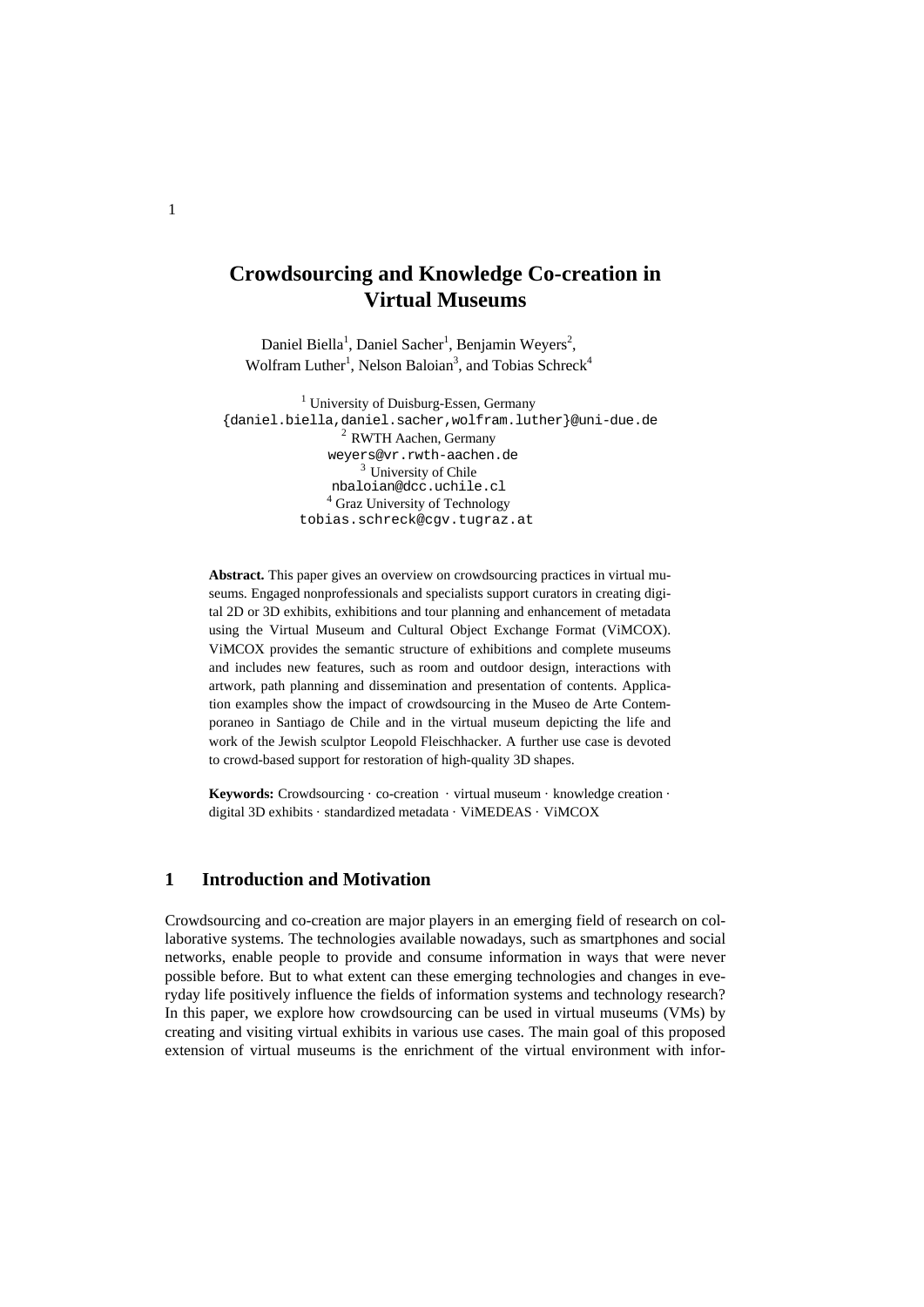# Crowdsourcing and Knowledge Co-creation in Virtual Museums

Daniel Biella[1], Daniel Sacher[1], Benjamin Weyers[2], Wolfram Luther[1], Nelson Baloian[3], and Tobias Schreck[4]

[1] University of Duisburg-Essen, Germany
{daniel.biella,daniel.sacher,wolfram.luther}@uni-due.de
[2] RWTH Aachen, Germany
weyers@vr.rwth-aachen.de
[3] University of Chile
nbaloian@dcc.uchile.cl
[4] Graz University of Technology
tobias.schreck@cgv.tugraz.at

**Abstract.** This paper gives an overview on crowdsourcing practices in virtual museums. Engaged nonprofessionals and specialists support curators in creating digital 2D or 3D exhibits, exhibitions and tour planning and enhancement of metadata using the Virtual Museum and Cultural Object Exchange Format (ViMCOX). ViMCOX provides the semantic structure of exhibitions and complete museums and includes new features, such as room and outdoor design, interactions with artwork, path planning and dissemination and presentation of contents. Application examples show the impact of crowdsourcing in the Museo de Arte Contemporaneo in Santiago de Chile and in the virtual museum depicting the life and work of the Jewish sculptor Leopold Fleischhacker. A further use case is devoted to crowd-based support for restoration of high-quality 3D shapes.

**Keywords:** Crowdsourcing · co-creation · virtual museum · knowledge creation · digital 3D exhibits · standardized metadata · ViMEDEAS · ViMCOX

## 1 Introduction and Motivation

Crowdsourcing and co-creation are major players in an emerging field of research on collaborative systems. The technologies available nowadays, such as smartphones and social networks, enable people to provide and consume information in ways that were never possible before. But to what extent can these emerging technologies and changes in everyday life positively influence the fields of information systems and technology research? In this paper, we explore how crowdsourcing can be used in virtual museums (VMs) by creating and visiting virtual exhibits in various use cases. The main goal of this proposed extension of virtual museums is the enrichment of the virtual environment with infor-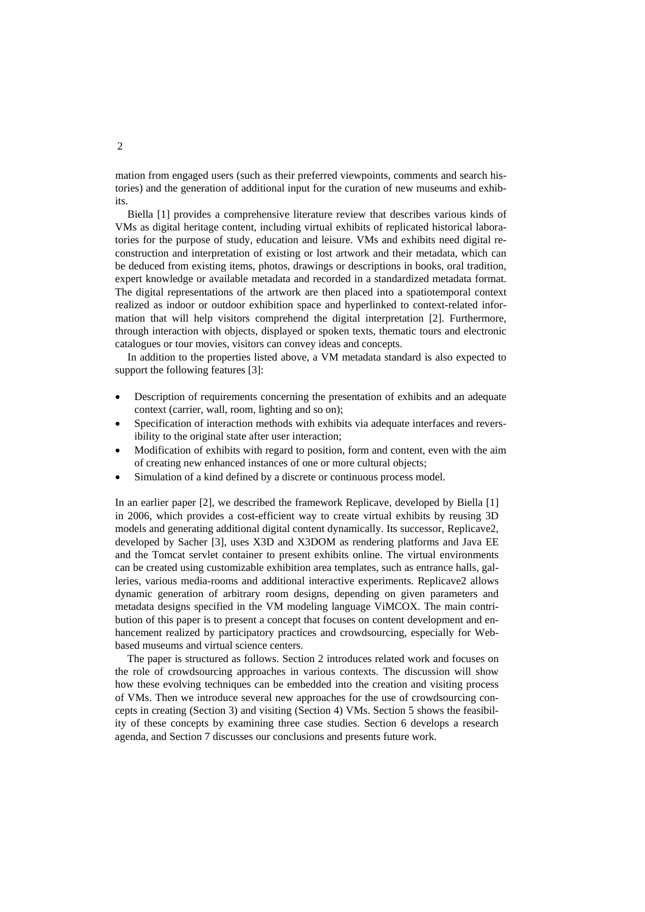mation from engaged users (such as their preferred viewpoints, comments and search histories) and the generation of additional input for the curation of new museums and exhibits.

Biella [1] provides a comprehensive literature review that describes various kinds of VMs as digital heritage content, including virtual exhibits of replicated historical laboratories for the purpose of study, education and leisure. VMs and exhibits need digital reconstruction and interpretation of existing or lost artwork and their metadata, which can be deduced from existing items, photos, drawings or descriptions in books, oral tradition, expert knowledge or available metadata and recorded in a standardized metadata format. The digital representations of the artwork are then placed into a spatiotemporal context realized as indoor or outdoor exhibition space and hyperlinked to context-related information that will help visitors comprehend the digital interpretation [2]. Furthermore, through interaction with objects, displayed or spoken texts, thematic tours and electronic catalogues or tour movies, visitors can convey ideas and concepts.

In addition to the properties listed above, a VM metadata standard is also expected to support the following features [3]:

- Description of requirements concerning the presentation of exhibits and an adequate context (carrier, wall, room, lighting and so on);
- Specification of interaction methods with exhibits via adequate interfaces and reversibility to the original state after user interaction;
- Modification of exhibits with regard to position, form and content, even with the aim of creating new enhanced instances of one or more cultural objects;
- Simulation of a kind defined by a discrete or continuous process model.

In an earlier paper [2], we described the framework Replicave, developed by Biella [1] in 2006, which provides a cost-efficient way to create virtual exhibits by reusing 3D models and generating additional digital content dynamically. Its successor, Replicave2, developed by Sacher [3], uses X3D and X3DOM as rendering platforms and Java EE and the Tomcat servlet container to present exhibits online. The virtual environments can be created using customizable exhibition area templates, such as entrance halls, galleries, various media-rooms and additional interactive experiments. Replicave2 allows dynamic generation of arbitrary room designs, depending on given parameters and metadata designs specified in the VM modeling language ViMCOX. The main contribution of this paper is to present a concept that focuses on content development and enhancement realized by participatory practices and crowdsourcing, especially for Web-based museums and virtual science centers.

The paper is structured as follows. Section 2 introduces related work and focuses on the role of crowdsourcing approaches in various contexts. The discussion will show how these evolving techniques can be embedded into the creation and visiting process of VMs. Then we introduce several new approaches for the use of crowdsourcing concepts in creating (Section 3) and visiting (Section 4) VMs. Section 5 shows the feasibility of these concepts by examining three case studies. Section 6 develops a research agenda, and Section 7 discusses our conclusions and presents future work.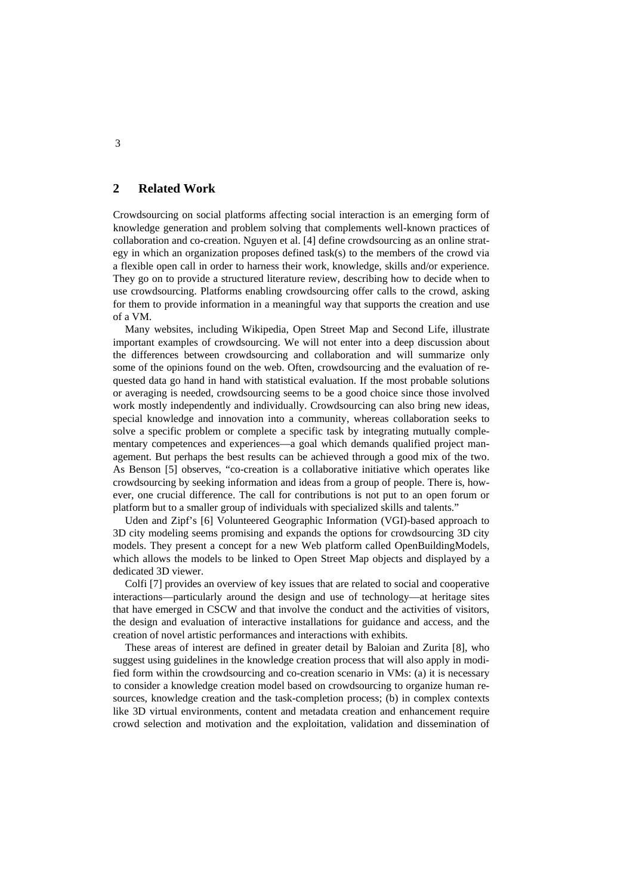## 2 Related Work

Crowdsourcing on social platforms affecting social interaction is an emerging form of knowledge generation and problem solving that complements well-known practices of collaboration and co-creation. Nguyen et al. [4] define crowdsourcing as an online strategy in which an organization proposes defined task(s) to the members of the crowd via a flexible open call in order to harness their work, knowledge, skills and/or experience. They go on to provide a structured literature review, describing how to decide when to use crowdsourcing. Platforms enabling crowdsourcing offer calls to the crowd, asking for them to provide information in a meaningful way that supports the creation and use of a VM.

Many websites, including Wikipedia, Open Street Map and Second Life, illustrate important examples of crowdsourcing. We will not enter into a deep discussion about the differences between crowdsourcing and collaboration and will summarize only some of the opinions found on the web. Often, crowdsourcing and the evaluation of requested data go hand in hand with statistical evaluation. If the most probable solutions or averaging is needed, crowdsourcing seems to be a good choice since those involved work mostly independently and individually. Crowdsourcing can also bring new ideas, special knowledge and innovation into a community, whereas collaboration seeks to solve a specific problem or complete a specific task by integrating mutually complementary competences and experiences—a goal which demands qualified project management. But perhaps the best results can be achieved through a good mix of the two. As Benson [5] observes, "co-creation is a collaborative initiative which operates like crowdsourcing by seeking information and ideas from a group of people. There is, however, one crucial difference. The call for contributions is not put to an open forum or platform but to a smaller group of individuals with specialized skills and talents."

Uden and Zipf's [6] Volunteered Geographic Information (VGI)-based approach to 3D city modeling seems promising and expands the options for crowdsourcing 3D city models. They present a concept for a new Web platform called OpenBuildingModels, which allows the models to be linked to Open Street Map objects and displayed by a dedicated 3D viewer.

Colfi [7] provides an overview of key issues that are related to social and cooperative interactions—particularly around the design and use of technology—at heritage sites that have emerged in CSCW and that involve the conduct and the activities of visitors, the design and evaluation of interactive installations for guidance and access, and the creation of novel artistic performances and interactions with exhibits.

These areas of interest are defined in greater detail by Baloian and Zurita [8], who suggest using guidelines in the knowledge creation process that will also apply in modified form within the crowdsourcing and co-creation scenario in VMs: (a) it is necessary to consider a knowledge creation model based on crowdsourcing to organize human resources, knowledge creation and the task-completion process; (b) in complex contexts like 3D virtual environments, content and metadata creation and enhancement require crowd selection and motivation and the exploitation, validation and dissemination of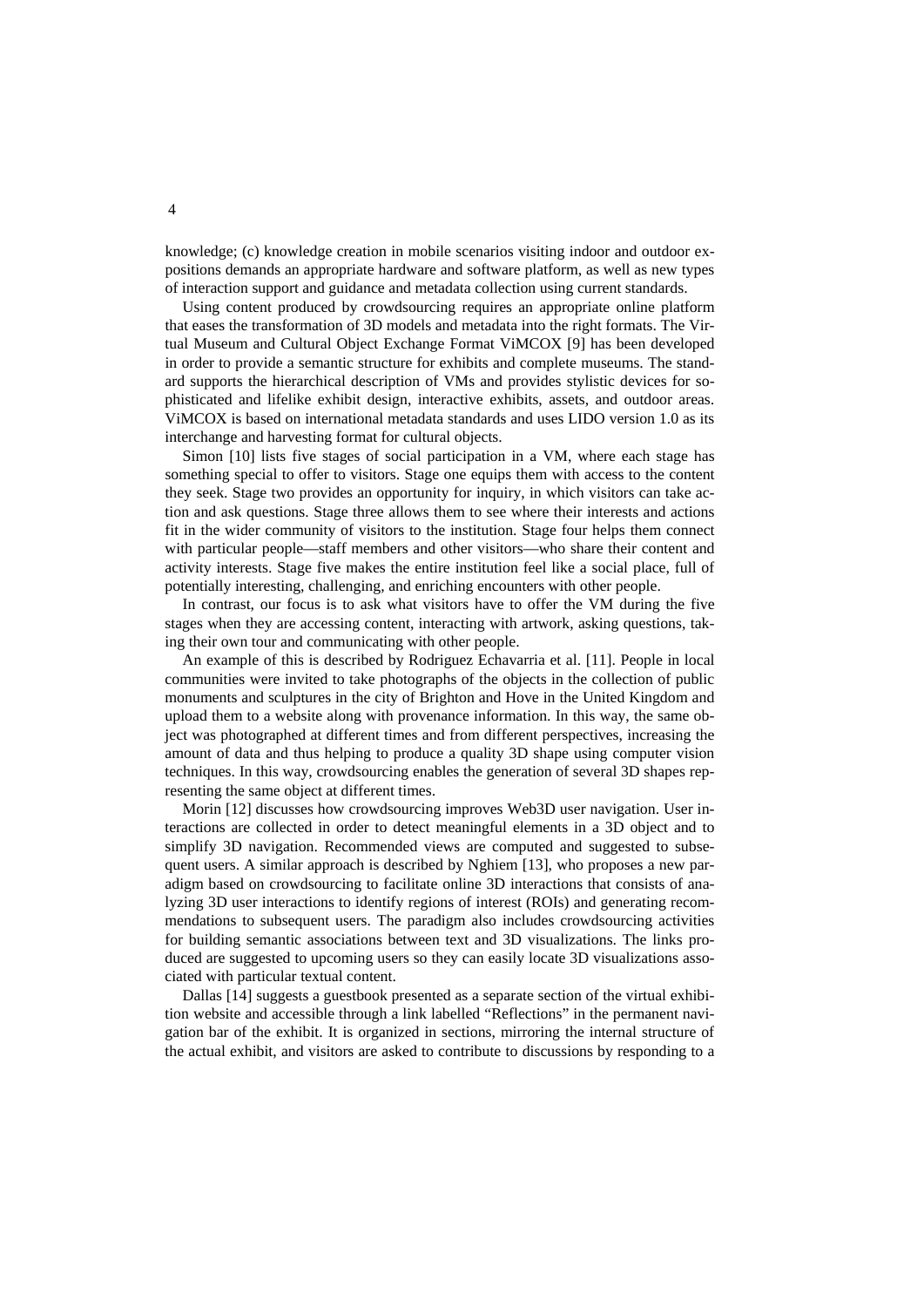knowledge; (c) knowledge creation in mobile scenarios visiting indoor and outdoor expositions demands an appropriate hardware and software platform, as well as new types of interaction support and guidance and metadata collection using current standards.

Using content produced by crowdsourcing requires an appropriate online platform that eases the transformation of 3D models and metadata into the right formats. The Virtual Museum and Cultural Object Exchange Format ViMCOX [9] has been developed in order to provide a semantic structure for exhibits and complete museums. The standard supports the hierarchical description of VMs and provides stylistic devices for sophisticated and lifelike exhibit design, interactive exhibits, assets, and outdoor areas. ViMCOX is based on international metadata standards and uses LIDO version 1.0 as its interchange and harvesting format for cultural objects.

Simon [10] lists five stages of social participation in a VM, where each stage has something special to offer to visitors. Stage one equips them with access to the content they seek. Stage two provides an opportunity for inquiry, in which visitors can take action and ask questions. Stage three allows them to see where their interests and actions fit in the wider community of visitors to the institution. Stage four helps them connect with particular people—staff members and other visitors—who share their content and activity interests. Stage five makes the entire institution feel like a social place, full of potentially interesting, challenging, and enriching encounters with other people.

In contrast, our focus is to ask what visitors have to offer the VM during the five stages when they are accessing content, interacting with artwork, asking questions, taking their own tour and communicating with other people.

An example of this is described by Rodriguez Echavarria et al. [11]. People in local communities were invited to take photographs of the objects in the collection of public monuments and sculptures in the city of Brighton and Hove in the United Kingdom and upload them to a website along with provenance information. In this way, the same object was photographed at different times and from different perspectives, increasing the amount of data and thus helping to produce a quality 3D shape using computer vision techniques. In this way, crowdsourcing enables the generation of several 3D shapes representing the same object at different times.

Morin [12] discusses how crowdsourcing improves Web3D user navigation. User interactions are collected in order to detect meaningful elements in a 3D object and to simplify 3D navigation. Recommended views are computed and suggested to subsequent users. A similar approach is described by Nghiem [13], who proposes a new paradigm based on crowdsourcing to facilitate online 3D interactions that consists of analyzing 3D user interactions to identify regions of interest (ROIs) and generating recommendations to subsequent users. The paradigm also includes crowdsourcing activities for building semantic associations between text and 3D visualizations. The links produced are suggested to upcoming users so they can easily locate 3D visualizations associated with particular textual content.

Dallas [14] suggests a guestbook presented as a separate section of the virtual exhibition website and accessible through a link labelled "Reflections" in the permanent navigation bar of the exhibit. It is organized in sections, mirroring the internal structure of the actual exhibit, and visitors are asked to contribute to discussions by responding to a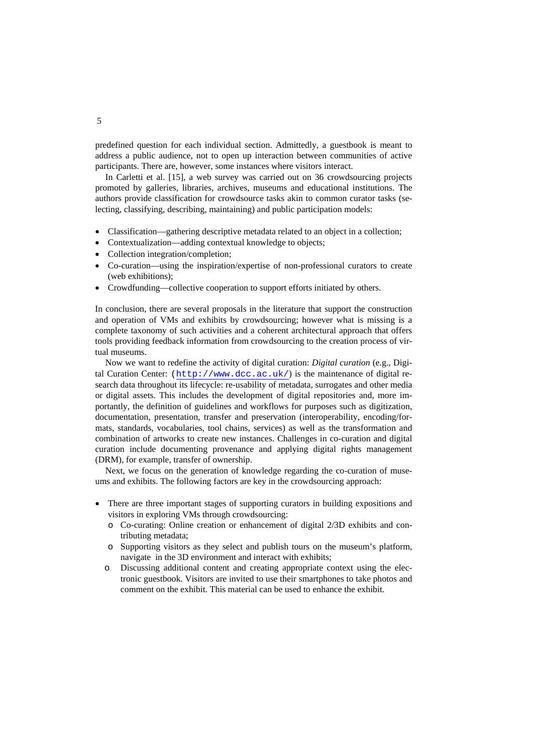predefined question for each individual section. Admittedly, a guestbook is meant to address a public audience, not to open up interaction between communities of active participants. There are, however, some instances where visitors interact.

In Carletti et al. [15], a web survey was carried out on 36 crowdsourcing projects promoted by galleries, libraries, archives, museums and educational institutions. The authors provide classification for crowdsource tasks akin to common curator tasks (selecting, classifying, describing, maintaining) and public participation models:

- Classification—gathering descriptive metadata related to an object in a collection;
- Contextualization—adding contextual knowledge to objects;
- Collection integration/completion;
- Co-curation—using the inspiration/expertise of non-professional curators to create (web exhibitions);
- Crowdfunding—collective cooperation to support efforts initiated by others.

In conclusion, there are several proposals in the literature that support the construction and operation of VMs and exhibits by crowdsourcing; however what is missing is a complete taxonomy of such activities and a coherent architectural approach that offers tools providing feedback information from crowdsourcing to the creation process of virtual museums.

Now we want to redefine the activity of digital curation: *Digital curation* (e.g., Digital Curation Center: (http://www.dcc.ac.uk/) is the maintenance of digital research data throughout its lifecycle: re-usability of metadata, surrogates and other media or digital assets. This includes the development of digital repositories and, more importantly, the definition of guidelines and workflows for purposes such as digitization, documentation, presentation, transfer and preservation (interoperability, encoding/formats, standards, vocabularies, tool chains, services) as well as the transformation and combination of artworks to create new instances. Challenges in co-curation and digital curation include documenting provenance and applying digital rights management (DRM), for example, transfer of ownership.

Next, we focus on the generation of knowledge regarding the co-curation of museums and exhibits. The following factors are key in the crowdsourcing approach:

- There are three important stages of supporting curators in building expositions and visitors in exploring VMs through crowdsourcing:
  - Co-curating: Online creation or enhancement of digital 2/3D exhibits and contributing metadata;
  - Supporting visitors as they select and publish tours on the museum's platform, navigate in the 3D environment and interact with exhibits;
  - Discussing additional content and creating appropriate context using the electronic guestbook. Visitors are invited to use their smartphones to take photos and comment on the exhibit. This material can be used to enhance the exhibit.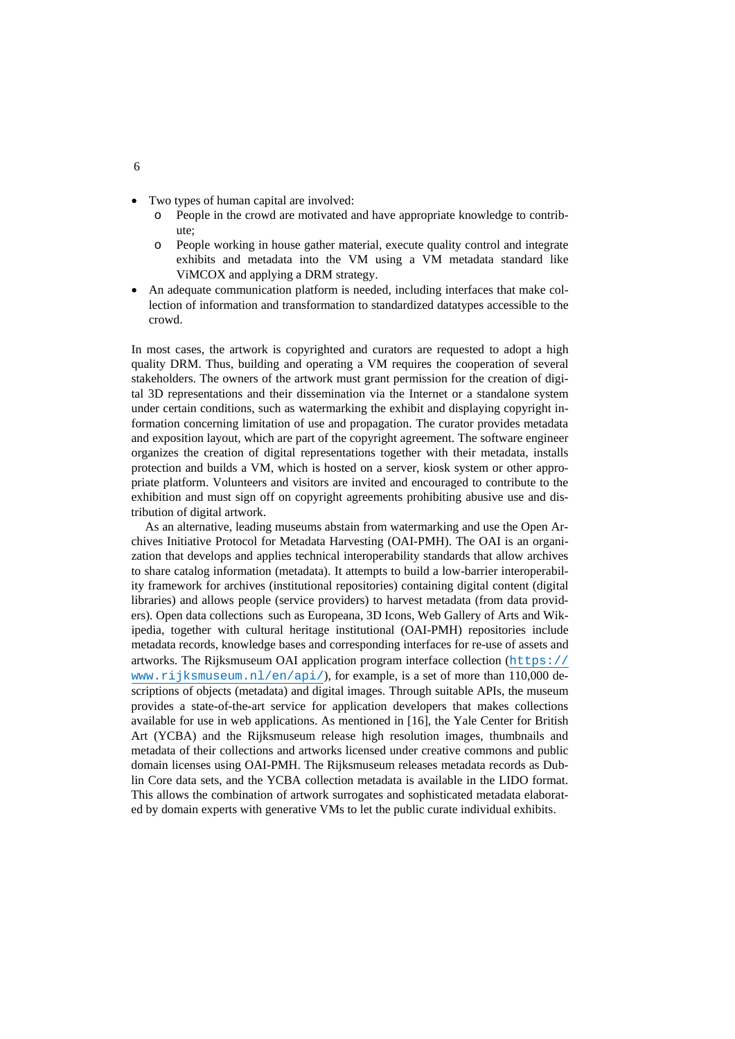- Two types of human capital are involved:
  - People in the crowd are motivated and have appropriate knowledge to contribute;
  - People working in house gather material, execute quality control and integrate exhibits and metadata into the VM using a VM metadata standard like ViMCOX and applying a DRM strategy.
- An adequate communication platform is needed, including interfaces that make collection of information and transformation to standardized datatypes accessible to the crowd.

In most cases, the artwork is copyrighted and curators are requested to adopt a high quality DRM. Thus, building and operating a VM requires the cooperation of several stakeholders. The owners of the artwork must grant permission for the creation of digital 3D representations and their dissemination via the Internet or a standalone system under certain conditions, such as watermarking the exhibit and displaying copyright information concerning limitation of use and propagation. The curator provides metadata and exposition layout, which are part of the copyright agreement. The software engineer organizes the creation of digital representations together with their metadata, installs protection and builds a VM, which is hosted on a server, kiosk system or other appropriate platform. Volunteers and visitors are invited and encouraged to contribute to the exhibition and must sign off on copyright agreements prohibiting abusive use and distribution of digital artwork.

As an alternative, leading museums abstain from watermarking and use the Open Archives Initiative Protocol for Metadata Harvesting (OAI-PMH). The OAI is an organization that develops and applies technical interoperability standards that allow archives to share catalog information (metadata). It attempts to build a low-barrier interoperability framework for archives (institutional repositories) containing digital content (digital libraries) and allows people (service providers) to harvest metadata (from data providers). Open data collections such as Europeana, 3D Icons, Web Gallery of Arts and Wikipedia, together with cultural heritage institutional (OAI-PMH) repositories include metadata records, knowledge bases and corresponding interfaces for re-use of assets and artworks. The Rijksmuseum OAI application program interface collection (`https://www.rijksmuseum.nl/en/api/`), for example, is a set of more than 110,000 descriptions of objects (metadata) and digital images. Through suitable APIs, the museum provides a state-of-the-art service for application developers that makes collections available for use in web applications. As mentioned in [16], the Yale Center for British Art (YCBA) and the Rijksmuseum release high resolution images, thumbnails and metadata of their collections and artworks licensed under creative commons and public domain licenses using OAI-PMH. The Rijksmuseum releases metadata records as Dublin Core data sets, and the YCBA collection metadata is available in the LIDO format. This allows the combination of artwork surrogates and sophisticated metadata elaborated by domain experts with generative VMs to let the public curate individual exhibits.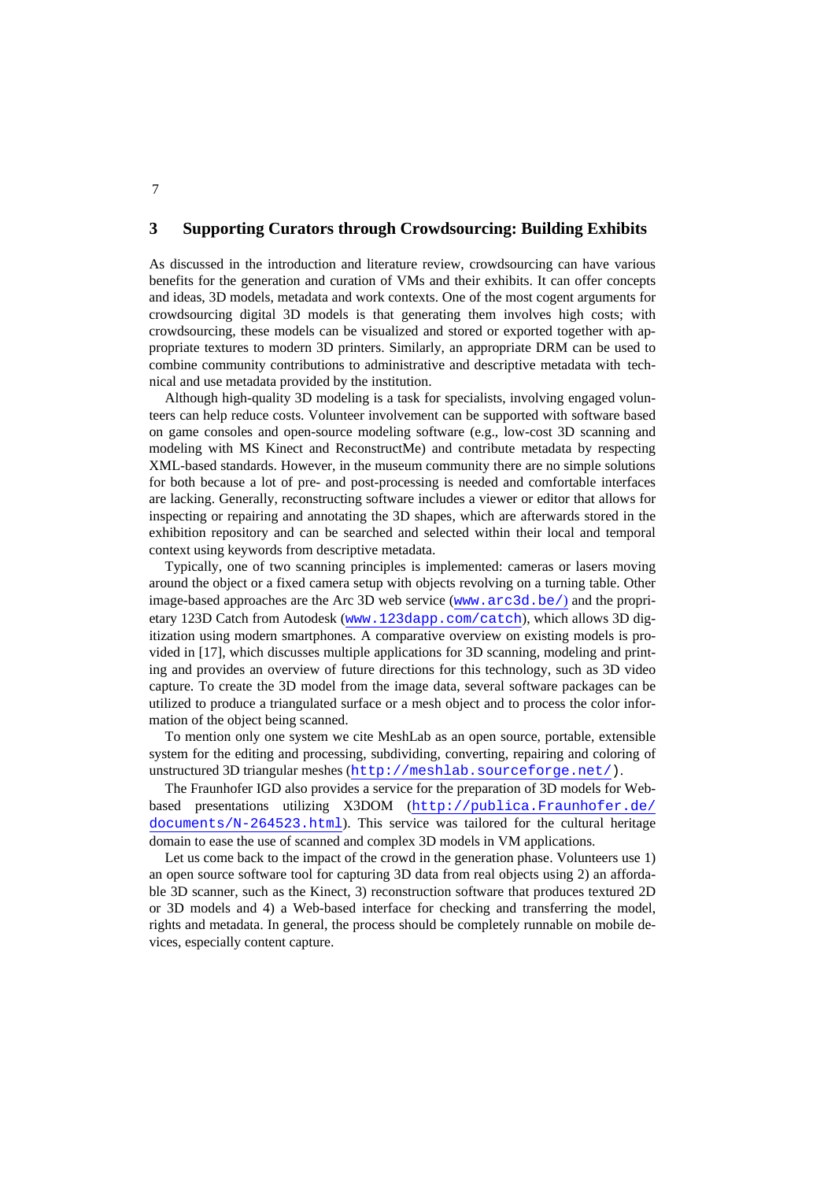## 3 Supporting Curators through Crowdsourcing: Building Exhibits

As discussed in the introduction and literature review, crowdsourcing can have various benefits for the generation and curation of VMs and their exhibits. It can offer concepts and ideas, 3D models, metadata and work contexts. One of the most cogent arguments for crowdsourcing digital 3D models is that generating them involves high costs; with crowdsourcing, these models can be visualized and stored or exported together with appropriate textures to modern 3D printers. Similarly, an appropriate DRM can be used to combine community contributions to administrative and descriptive metadata with technical and use metadata provided by the institution.

Although high-quality 3D modeling is a task for specialists, involving engaged volunteers can help reduce costs. Volunteer involvement can be supported with software based on game consoles and open-source modeling software (e.g., low-cost 3D scanning and modeling with MS Kinect and ReconstructMe) and contribute metadata by respecting XML-based standards. However, in the museum community there are no simple solutions for both because a lot of pre- and post-processing is needed and comfortable interfaces are lacking. Generally, reconstructing software includes a viewer or editor that allows for inspecting or repairing and annotating the 3D shapes, which are afterwards stored in the exhibition repository and can be searched and selected within their local and temporal context using keywords from descriptive metadata.

Typically, one of two scanning principles is implemented: cameras or lasers moving around the object or a fixed camera setup with objects revolving on a turning table. Other image-based approaches are the Arc 3D web service (www.arc3d.be/) and the proprietary 123D Catch from Autodesk (www.123dapp.com/catch), which allows 3D digitization using modern smartphones. A comparative overview on existing models is provided in [17], which discusses multiple applications for 3D scanning, modeling and printing and provides an overview of future directions for this technology, such as 3D video capture. To create the 3D model from the image data, several software packages can be utilized to produce a triangulated surface or a mesh object and to process the color information of the object being scanned.

To mention only one system we cite MeshLab as an open source, portable, extensible system for the editing and processing, subdividing, converting, repairing and coloring of unstructured 3D triangular meshes (http://meshlab.sourceforge.net/).

The Fraunhofer IGD also provides a service for the preparation of 3D models for Web-based presentations utilizing X3DOM (http://publica.Fraunhofer.de/documents/N-264523.html). This service was tailored for the cultural heritage domain to ease the use of scanned and complex 3D models in VM applications.

Let us come back to the impact of the crowd in the generation phase. Volunteers use 1) an open source software tool for capturing 3D data from real objects using 2) an affordable 3D scanner, such as the Kinect, 3) reconstruction software that produces textured 2D or 3D models and 4) a Web-based interface for checking and transferring the model, rights and metadata. In general, the process should be completely runnable on mobile devices, especially content capture.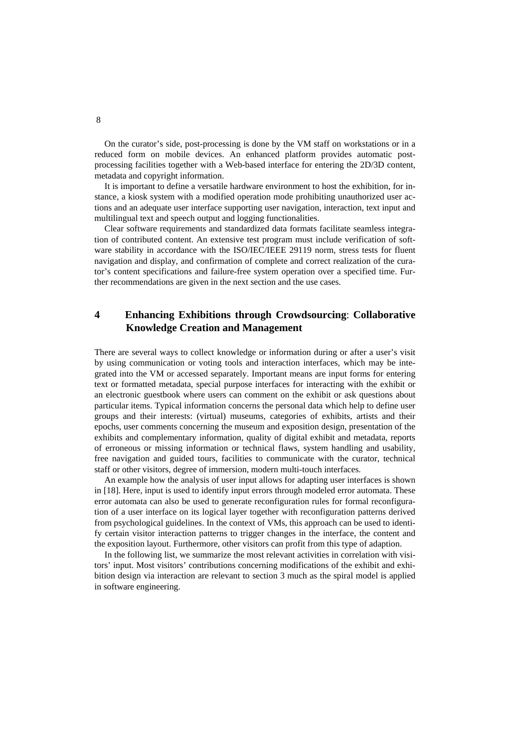On the curator's side, post-processing is done by the VM staff on workstations or in a reduced form on mobile devices. An enhanced platform provides automatic post-processing facilities together with a Web-based interface for entering the 2D/3D content, metadata and copyright information.

It is important to define a versatile hardware environment to host the exhibition, for instance, a kiosk system with a modified operation mode prohibiting unauthorized user actions and an adequate user interface supporting user navigation, interaction, text input and multilingual text and speech output and logging functionalities.

Clear software requirements and standardized data formats facilitate seamless integration of contributed content. An extensive test program must include verification of software stability in accordance with the ISO/IEC/IEEE 29119 norm, stress tests for fluent navigation and display, and confirmation of complete and correct realization of the curator's content specifications and failure-free system operation over a specified time. Further recommendations are given in the next section and the use cases.

## 4 Enhancing Exhibitions through Crowdsourcing: Collaborative Knowledge Creation and Management

There are several ways to collect knowledge or information during or after a user's visit by using communication or voting tools and interaction interfaces, which may be integrated into the VM or accessed separately. Important means are input forms for entering text or formatted metadata, special purpose interfaces for interacting with the exhibit or an electronic guestbook where users can comment on the exhibit or ask questions about particular items. Typical information concerns the personal data which help to define user groups and their interests: (virtual) museums, categories of exhibits, artists and their epochs, user comments concerning the museum and exposition design, presentation of the exhibits and complementary information, quality of digital exhibit and metadata, reports of erroneous or missing information or technical flaws, system handling and usability, free navigation and guided tours, facilities to communicate with the curator, technical staff or other visitors, degree of immersion, modern multi-touch interfaces.

An example how the analysis of user input allows for adapting user interfaces is shown in [18]. Here, input is used to identify input errors through modeled error automata. These error automata can also be used to generate reconfiguration rules for formal reconfiguration of a user interface on its logical layer together with reconfiguration patterns derived from psychological guidelines. In the context of VMs, this approach can be used to identify certain visitor interaction patterns to trigger changes in the interface, the content and the exposition layout. Furthermore, other visitors can profit from this type of adaption.

In the following list, we summarize the most relevant activities in correlation with visitors' input. Most visitors' contributions concerning modifications of the exhibit and exhibition design via interaction are relevant to section 3 much as the spiral model is applied in software engineering.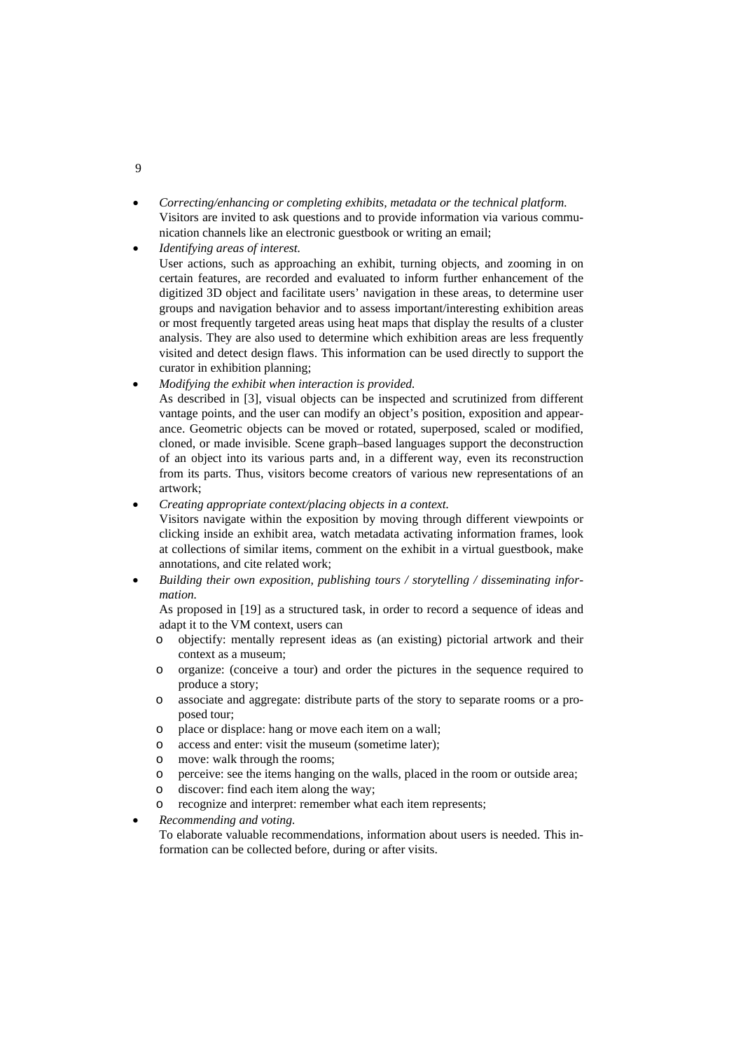- *Correcting/enhancing or completing exhibits, metadata or the technical platform.* Visitors are invited to ask questions and to provide information via various communication channels like an electronic guestbook or writing an email;
- *Identifying areas of interest.* User actions, such as approaching an exhibit, turning objects, and zooming in on certain features, are recorded and evaluated to inform further enhancement of the digitized 3D object and facilitate users' navigation in these areas, to determine user groups and navigation behavior and to assess important/interesting exhibition areas or most frequently targeted areas using heat maps that display the results of a cluster analysis. They are also used to determine which exhibition areas are less frequently visited and detect design flaws. This information can be used directly to support the curator in exhibition planning;
- *Modifying the exhibit when interaction is provided.* As described in [3], visual objects can be inspected and scrutinized from different vantage points, and the user can modify an object's position, exposition and appearance. Geometric objects can be moved or rotated, superposed, scaled or modified, cloned, or made invisible. Scene graph–based languages support the deconstruction of an object into its various parts and, in a different way, even its reconstruction from its parts. Thus, visitors become creators of various new representations of an artwork;
- *Creating appropriate context/placing objects in a context.* Visitors navigate within the exposition by moving through different viewpoints or clicking inside an exhibit area, watch metadata activating information frames, look at collections of similar items, comment on the exhibit in a virtual guestbook, make annotations, and cite related work;
- *Building their own exposition, publishing tours / storytelling / disseminating information.* As proposed in [19] as a structured task, in order to record a sequence of ideas and adapt it to the VM context, users can
  - objectify: mentally represent ideas as (an existing) pictorial artwork and their context as a museum;
  - organize: (conceive a tour) and order the pictures in the sequence required to produce a story;
  - associate and aggregate: distribute parts of the story to separate rooms or a proposed tour;
  - place or displace: hang or move each item on a wall;
  - access and enter: visit the museum (sometime later);
  - move: walk through the rooms;
  - perceive: see the items hanging on the walls, placed in the room or outside area;
  - discover: find each item along the way;
  - recognize and interpret: remember what each item represents;
- *Recommending and voting.* To elaborate valuable recommendations, information about users is needed. This information can be collected before, during or after visits.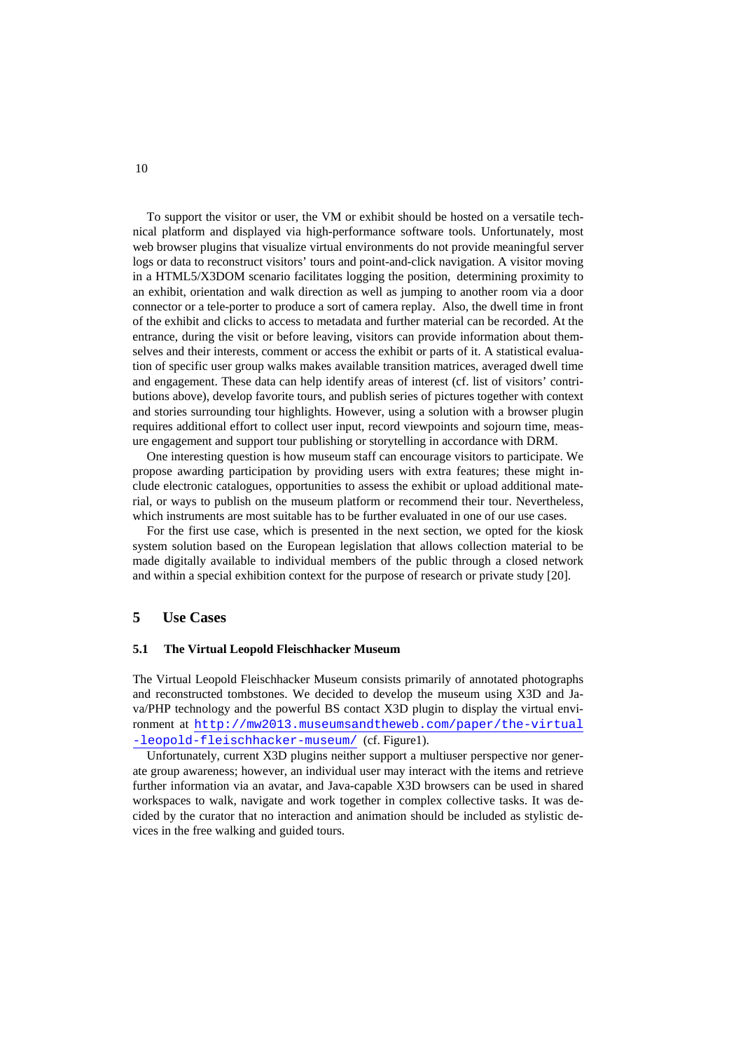To support the visitor or user, the VM or exhibit should be hosted on a versatile technical platform and displayed via high-performance software tools. Unfortunately, most web browser plugins that visualize virtual environments do not provide meaningful server logs or data to reconstruct visitors' tours and point-and-click navigation. A visitor moving in a HTML5/X3DOM scenario facilitates logging the position, determining proximity to an exhibit, orientation and walk direction as well as jumping to another room via a door connector or a tele-porter to produce a sort of camera replay. Also, the dwell time in front of the exhibit and clicks to access to metadata and further material can be recorded. At the entrance, during the visit or before leaving, visitors can provide information about themselves and their interests, comment or access the exhibit or parts of it. A statistical evaluation of specific user group walks makes available transition matrices, averaged dwell time and engagement. These data can help identify areas of interest (cf. list of visitors' contributions above), develop favorite tours, and publish series of pictures together with context and stories surrounding tour highlights. However, using a solution with a browser plugin requires additional effort to collect user input, record viewpoints and sojourn time, measure engagement and support tour publishing or storytelling in accordance with DRM.

One interesting question is how museum staff can encourage visitors to participate. We propose awarding participation by providing users with extra features; these might include electronic catalogues, opportunities to assess the exhibit or upload additional material, or ways to publish on the museum platform or recommend their tour. Nevertheless, which instruments are most suitable has to be further evaluated in one of our use cases.

For the first use case, which is presented in the next section, we opted for the kiosk system solution based on the European legislation that allows collection material to be made digitally available to individual members of the public through a closed network and within a special exhibition context for the purpose of research or private study [20].

# 5 Use Cases

## 5.1 The Virtual Leopold Fleischhacker Museum

The Virtual Leopold Fleischhacker Museum consists primarily of annotated photographs and reconstructed tombstones. We decided to develop the museum using X3D and Java/PHP technology and the powerful BS contact X3D plugin to display the virtual environment at http://mw2013.museumsandtheweb.com/paper/the-virtual-leopold-fleischhacker-museum/ (cf. Figure1).

Unfortunately, current X3D plugins neither support a multiuser perspective nor generate group awareness; however, an individual user may interact with the items and retrieve further information via an avatar, and Java-capable X3D browsers can be used in shared workspaces to walk, navigate and work together in complex collective tasks. It was decided by the curator that no interaction and animation should be included as stylistic devices in the free walking and guided tours.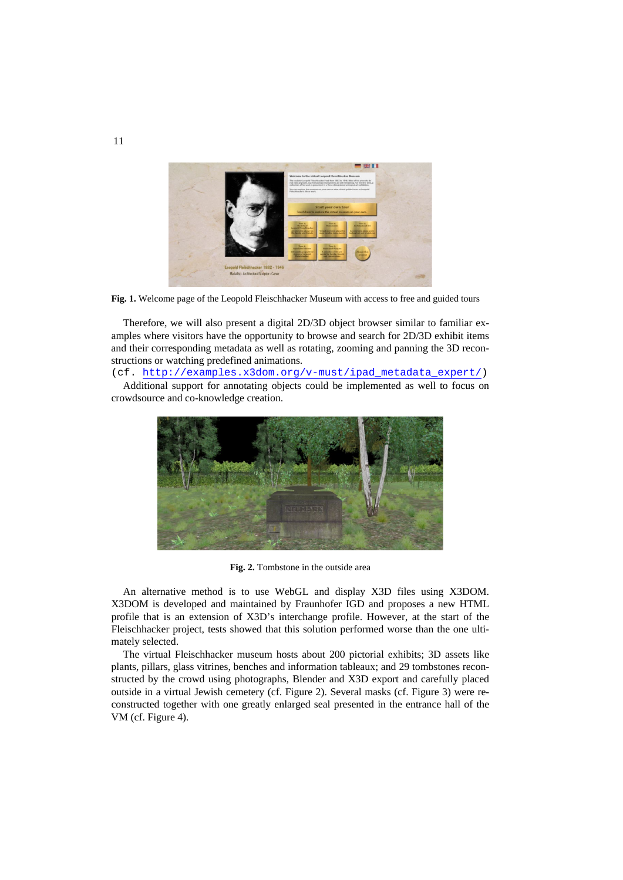**Fig. 1.** Welcome page of the Leopold Fleischhacker Museum with access to free and guided tours

Therefore, we will also present a digital 2D/3D object browser similar to familiar examples where visitors have the opportunity to browse and search for 2D/3D exhibit items and their corresponding metadata as well as rotating, zooming and panning the 3D reconstructions or watching predefined animations.
(cf. http://examples.x3dom.org/v-must/ipad_metadata_expert/)
Additional support for annotating objects could be implemented as well to focus on crowdsource and co-knowledge creation.

**Fig. 2.** Tombstone in the outside area

An alternative method is to use WebGL and display X3D files using X3DOM. X3DOM is developed and maintained by Fraunhofer IGD and proposes a new HTML profile that is an extension of X3D's interchange profile. However, at the start of the Fleischhacker project, tests showed that this solution performed worse than the one ultimately selected.

The virtual Fleischhacker museum hosts about 200 pictorial exhibits; 3D assets like plants, pillars, glass vitrines, benches and information tableaux; and 29 tombstones reconstructed by the crowd using photographs, Blender and X3D export and carefully placed outside in a virtual Jewish cemetery (cf. Figure 2). Several masks (cf. Figure 3) were reconstructed together with one greatly enlarged seal presented in the entrance hall of the VM (cf. Figure 4).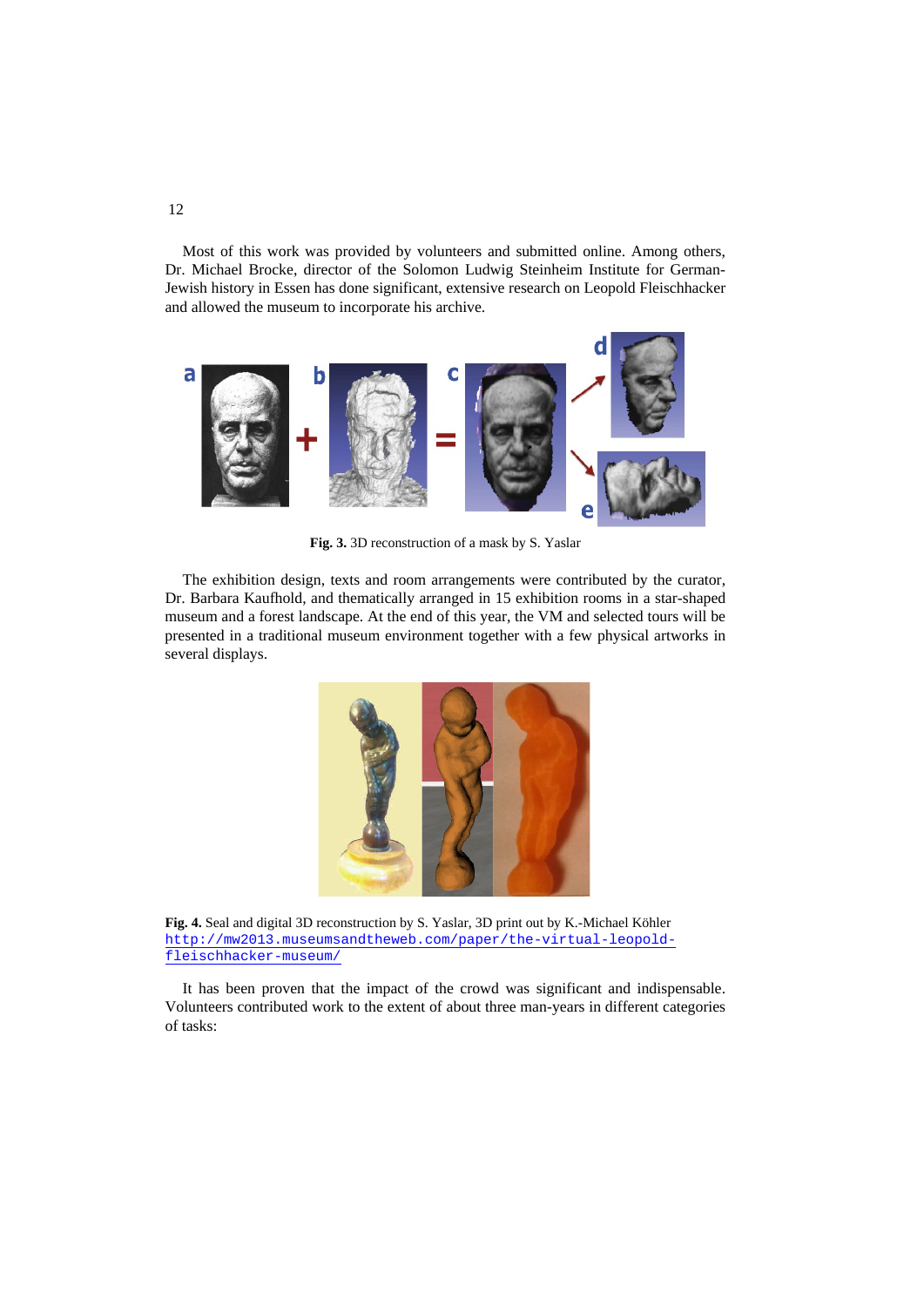Most of this work was provided by volunteers and submitted online. Among others, Dr. Michael Brocke, director of the Solomon Ludwig Steinheim Institute for German-Jewish history in Essen has done significant, extensive research on Leopold Fleischhacker and allowed the museum to incorporate his archive.

**Fig. 3.** 3D reconstruction of a mask by S. Yaslar

The exhibition design, texts and room arrangements were contributed by the curator, Dr. Barbara Kaufhold, and thematically arranged in 15 exhibition rooms in a star-shaped museum and a forest landscape. At the end of this year, the VM and selected tours will be presented in a traditional museum environment together with a few physical artworks in several displays.

**Fig. 4.** Seal and digital 3D reconstruction by S. Yaslar, 3D print out by K.-Michael Köhler http://mw2013.museumsandtheweb.com/paper/the-virtual-leopold-fleischhacker-museum/

It has been proven that the impact of the crowd was significant and indispensable. Volunteers contributed work to the extent of about three man-years in different categories of tasks: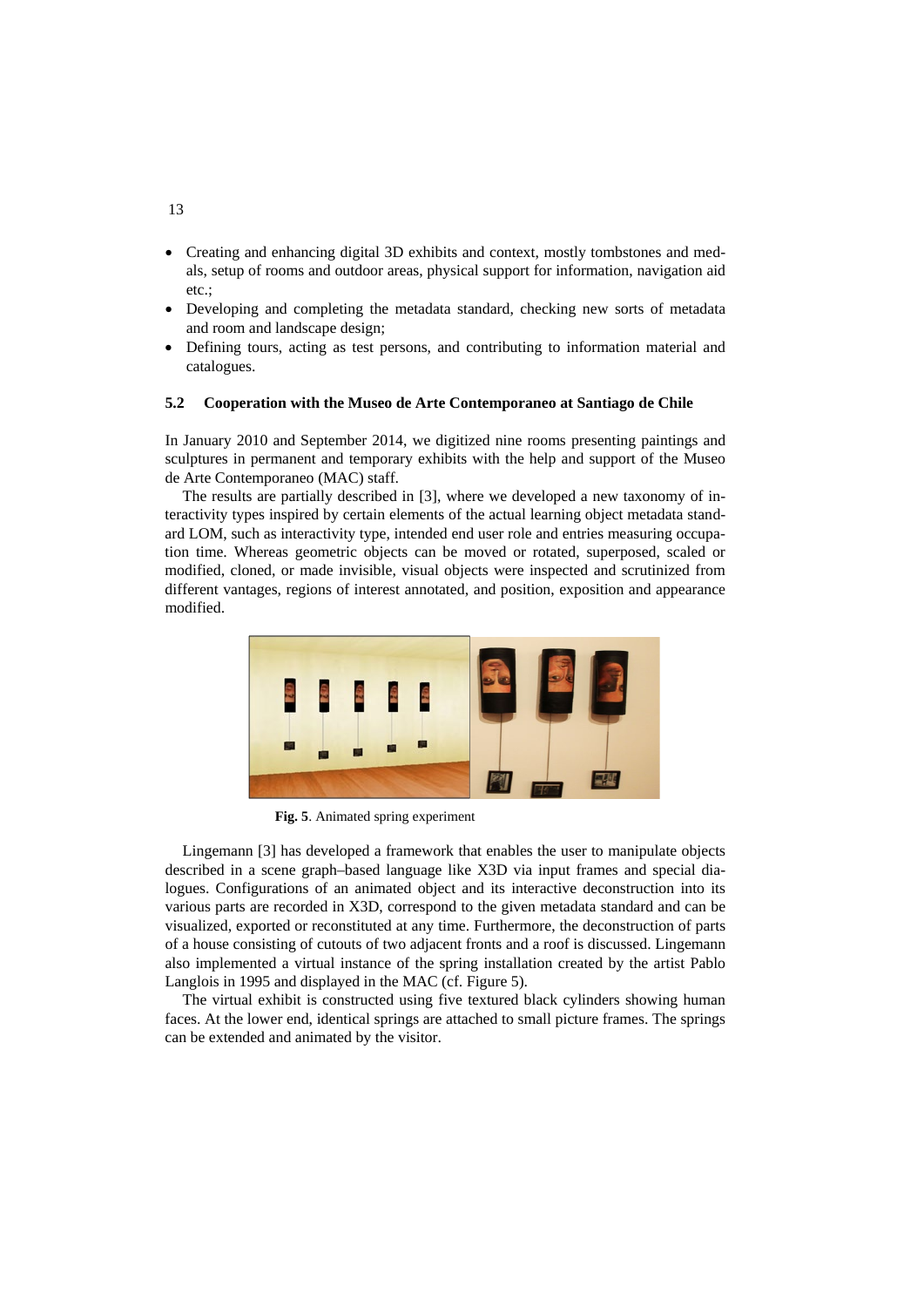- Creating and enhancing digital 3D exhibits and context, mostly tombstones and medals, setup of rooms and outdoor areas, physical support for information, navigation aid etc.;
- Developing and completing the metadata standard, checking new sorts of metadata and room and landscape design;
- Defining tours, acting as test persons, and contributing to information material and catalogues.

### 5.2 Cooperation with the Museo de Arte Contemporaneo at Santiago de Chile

In January 2010 and September 2014, we digitized nine rooms presenting paintings and sculptures in permanent and temporary exhibits with the help and support of the Museo de Arte Contemporaneo (MAC) staff.

The results are partially described in [3], where we developed a new taxonomy of interactivity types inspired by certain elements of the actual learning object metadata standard LOM, such as interactivity type, intended end user role and entries measuring occupation time. Whereas geometric objects can be moved or rotated, superposed, scaled or modified, cloned, or made invisible, visual objects were inspected and scrutinized from different vantages, regions of interest annotated, and position, exposition and appearance modified.

**Fig. 5**. Animated spring experiment

Lingemann [3] has developed a framework that enables the user to manipulate objects described in a scene graph–based language like X3D via input frames and special dialogues. Configurations of an animated object and its interactive deconstruction into its various parts are recorded in X3D, correspond to the given metadata standard and can be visualized, exported or reconstituted at any time. Furthermore, the deconstruction of parts of a house consisting of cutouts of two adjacent fronts and a roof is discussed. Lingemann also implemented a virtual instance of the spring installation created by the artist Pablo Langlois in 1995 and displayed in the MAC (cf. Figure 5).

The virtual exhibit is constructed using five textured black cylinders showing human faces. At the lower end, identical springs are attached to small picture frames. The springs can be extended and animated by the visitor.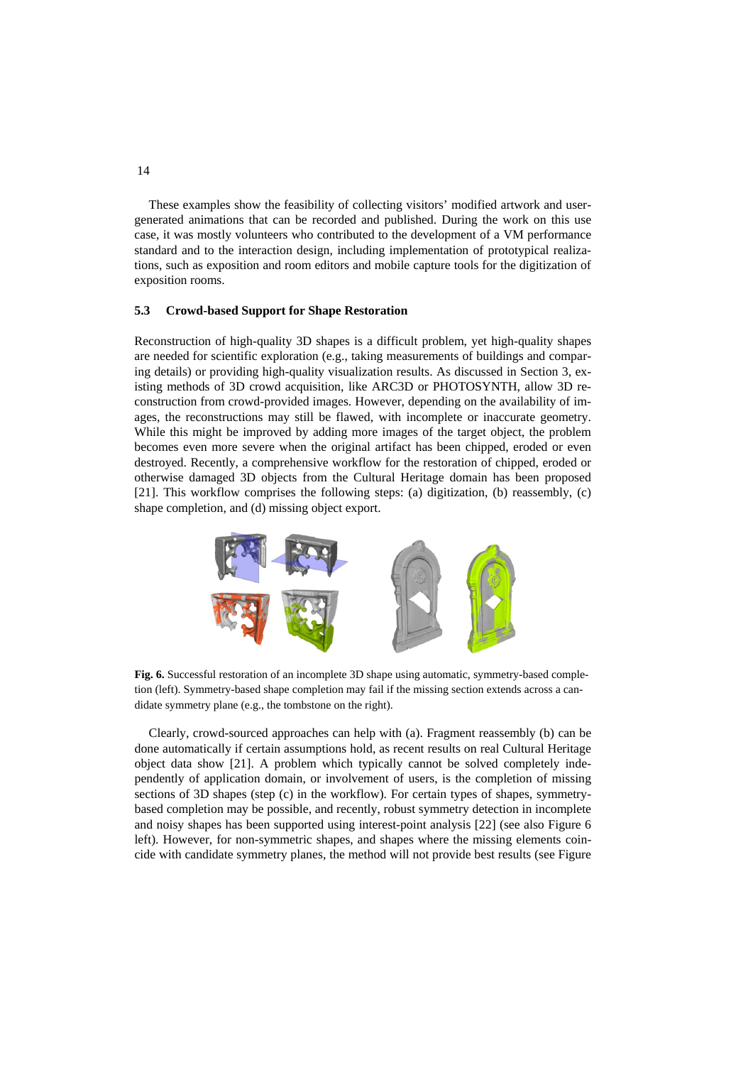These examples show the feasibility of collecting visitors' modified artwork and user-generated animations that can be recorded and published. During the work on this use case, it was mostly volunteers who contributed to the development of a VM performance standard and to the interaction design, including implementation of prototypical realizations, such as exposition and room editors and mobile capture tools for the digitization of exposition rooms.

### 5.3 Crowd-based Support for Shape Restoration

Reconstruction of high-quality 3D shapes is a difficult problem, yet high-quality shapes are needed for scientific exploration (e.g., taking measurements of buildings and comparing details) or providing high-quality visualization results. As discussed in Section 3, existing methods of 3D crowd acquisition, like ARC3D or PHOTOSYNTH, allow 3D reconstruction from crowd-provided images. However, depending on the availability of images, the reconstructions may still be flawed, with incomplete or inaccurate geometry. While this might be improved by adding more images of the target object, the problem becomes even more severe when the original artifact has been chipped, eroded or even destroyed. Recently, a comprehensive workflow for the restoration of chipped, eroded or otherwise damaged 3D objects from the Cultural Heritage domain has been proposed [21]. This workflow comprises the following steps: (a) digitization, (b) reassembly, (c) shape completion, and (d) missing object export.

**Fig. 6.** Successful restoration of an incomplete 3D shape using automatic, symmetry-based completion (left). Symmetry-based shape completion may fail if the missing section extends across a candidate symmetry plane (e.g., the tombstone on the right).

Clearly, crowd-sourced approaches can help with (a). Fragment reassembly (b) can be done automatically if certain assumptions hold, as recent results on real Cultural Heritage object data show [21]. A problem which typically cannot be solved completely independently of application domain, or involvement of users, is the completion of missing sections of 3D shapes (step (c) in the workflow). For certain types of shapes, symmetry-based completion may be possible, and recently, robust symmetry detection in incomplete and noisy shapes has been supported using interest-point analysis [22] (see also Figure 6 left). However, for non-symmetric shapes, and shapes where the missing elements coincide with candidate symmetry planes, the method will not provide best results (see Figure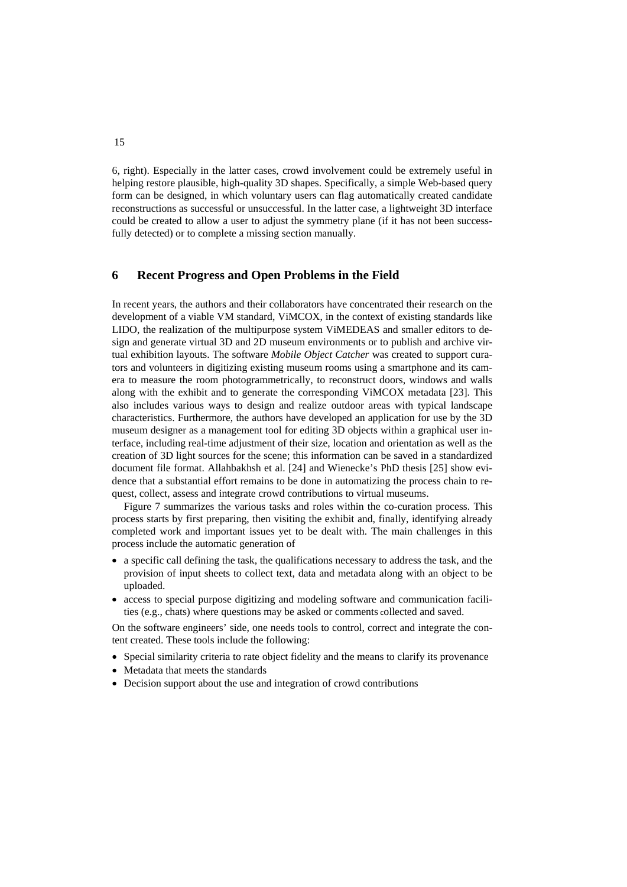6, right). Especially in the latter cases, crowd involvement could be extremely useful in helping restore plausible, high-quality 3D shapes. Specifically, a simple Web-based query form can be designed, in which voluntary users can flag automatically created candidate reconstructions as successful or unsuccessful. In the latter case, a lightweight 3D interface could be created to allow a user to adjust the symmetry plane (if it has not been successfully detected) or to complete a missing section manually.

## 6 Recent Progress and Open Problems in the Field

In recent years, the authors and their collaborators have concentrated their research on the development of a viable VM standard, ViMCOX, in the context of existing standards like LIDO, the realization of the multipurpose system ViMEDEAS and smaller editors to design and generate virtual 3D and 2D museum environments or to publish and archive virtual exhibition layouts. The software *Mobile Object Catcher* was created to support curators and volunteers in digitizing existing museum rooms using a smartphone and its camera to measure the room photogrammetrically, to reconstruct doors, windows and walls along with the exhibit and to generate the corresponding ViMCOX metadata [23]. This also includes various ways to design and realize outdoor areas with typical landscape characteristics. Furthermore, the authors have developed an application for use by the 3D museum designer as a management tool for editing 3D objects within a graphical user interface, including real-time adjustment of their size, location and orientation as well as the creation of 3D light sources for the scene; this information can be saved in a standardized document file format. Allahbakhsh et al. [24] and Wienecke's PhD thesis [25] show evidence that a substantial effort remains to be done in automatizing the process chain to request, collect, assess and integrate crowd contributions to virtual museums.

Figure 7 summarizes the various tasks and roles within the co-curation process. This process starts by first preparing, then visiting the exhibit and, finally, identifying already completed work and important issues yet to be dealt with. The main challenges in this process include the automatic generation of

- a specific call defining the task, the qualifications necessary to address the task, and the provision of input sheets to collect text, data and metadata along with an object to be uploaded.
- access to special purpose digitizing and modeling software and communication facilities (e.g., chats) where questions may be asked or comments collected and saved.

On the software engineers' side, one needs tools to control, correct and integrate the content created. These tools include the following:

- Special similarity criteria to rate object fidelity and the means to clarify its provenance
- Metadata that meets the standards
- Decision support about the use and integration of crowd contributions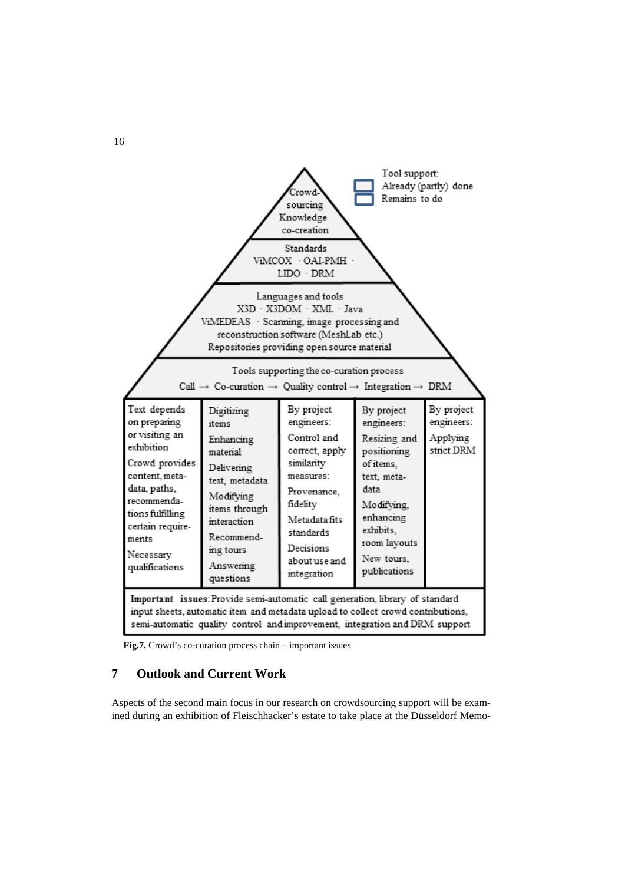Tool support:
Already (partly) done
Remains to do

Crowd-sourcing Knowledge co-creation

Standards
ViMCOX · OAI-PMH · LIDO · DRM

Languages and tools
X3D · X3DOM · XML · Java
ViMEDEAS · Scanning, image processing and reconstruction software (MeshLab etc.)
Repositories providing open source material

Tools supporting the co-curation process
Call → Co-curation → Quality control → Integration → DRM

| Call | Co-curation | Quality control | Integration | DRM |
|---|---|---|---|---|
| Text depends on preparing or visiting an exhibition<br>Crowd provides content, meta-data, paths, recommenda-tions fulfilling certain require-ments<br>Necessary qualifications | Digitizing items<br>Enhancing material<br>Delivering text, metadata<br>Modifying items through interaction<br>Recommend-ing tours<br>Answering questions | By project engineers:<br>Control and correct, apply similarity measures:<br>Provenance, fidelity<br>Metadata fits standards<br>Decisions about use and integration | By project engineers:<br>Resizing and positioning of items, text, meta-data<br>Modifying, enhancing exhibits, room layouts<br>New tours, publications | By project engineers:<br>Applying strict DRM |

**Important issues**: Provide semi-automatic call generation, library of standard input sheets, automatic item and metadata upload to collect crowd contributions, semi-automatic quality control and improvement, integration and DRM support

**Fig.7.** Crowd's co-curation process chain – important issues

## 7 Outlook and Current Work

Aspects of the second main focus in our research on crowdsourcing support will be examined during an exhibition of Fleischhacker's estate to take place at the Düsseldorf Memo-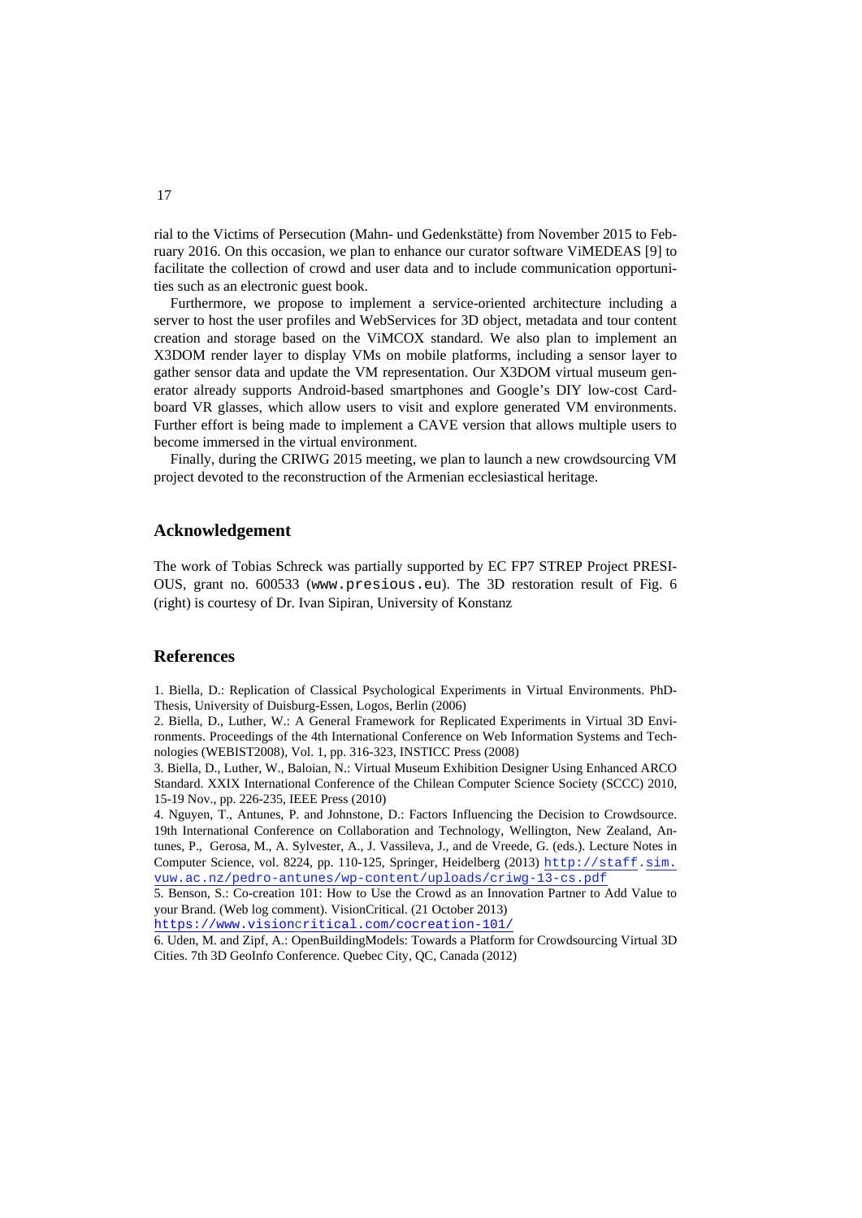rial to the Victims of Persecution (Mahn- und Gedenkstätte) from November 2015 to February 2016. On this occasion, we plan to enhance our curator software ViMEDEAS [9] to facilitate the collection of crowd and user data and to include communication opportunities such as an electronic guest book.

Furthermore, we propose to implement a service-oriented architecture including a server to host the user profiles and WebServices for 3D object, metadata and tour content creation and storage based on the ViMCOX standard. We also plan to implement an X3DOM render layer to display VMs on mobile platforms, including a sensor layer to gather sensor data and update the VM representation. Our X3DOM virtual museum generator already supports Android-based smartphones and Google's DIY low-cost Cardboard VR glasses, which allow users to visit and explore generated VM environments. Further effort is being made to implement a CAVE version that allows multiple users to become immersed in the virtual environment.

Finally, during the CRIWG 2015 meeting, we plan to launch a new crowdsourcing VM project devoted to the reconstruction of the Armenian ecclesiastical heritage.

## Acknowledgement

The work of Tobias Schreck was partially supported by EC FP7 STREP Project PRESIOUS, grant no. 600533 (www.presious.eu). The 3D restoration result of Fig. 6 (right) is courtesy of Dr. Ivan Sipiran, University of Konstanz

## References

1. Biella, D.: Replication of Classical Psychological Experiments in Virtual Environments. PhD-Thesis, University of Duisburg-Essen, Logos, Berlin (2006)
2. Biella, D., Luther, W.: A General Framework for Replicated Experiments in Virtual 3D Environments. Proceedings of the 4th International Conference on Web Information Systems and Technologies (WEBIST2008), Vol. 1, pp. 316-323, INSTICC Press (2008)
3. Biella, D., Luther, W., Baloian, N.: Virtual Museum Exhibition Designer Using Enhanced ARCO Standard. XXIX International Conference of the Chilean Computer Science Society (SCCC) 2010, 15-19 Nov., pp. 226-235, IEEE Press (2010)
4. Nguyen, T., Antunes, P. and Johnstone, D.: Factors Influencing the Decision to Crowdsource. 19th International Conference on Collaboration and Technology, Wellington, New Zealand, Antunes, P., Gerosa, M., A. Sylvester, A., J. Vassileva, J., and de Vreede, G. (eds.). Lecture Notes in Computer Science, vol. 8224, pp. 110-125, Springer, Heidelberg (2013) http://staff.sim.vuw.ac.nz/pedro-antunes/wp-content/uploads/criwg-13-cs.pdf
5. Benson, S.: Co-creation 101: How to Use the Crowd as an Innovation Partner to Add Value to your Brand. (Web log comment). VisionCritical. (21 October 2013) https://www.visioncritical.com/cocreation-101/
6. Uden, M. and Zipf, A.: OpenBuildingModels: Towards a Platform for Crowdsourcing Virtual 3D Cities. 7th 3D GeoInfo Conference. Quebec City, QC, Canada (2012)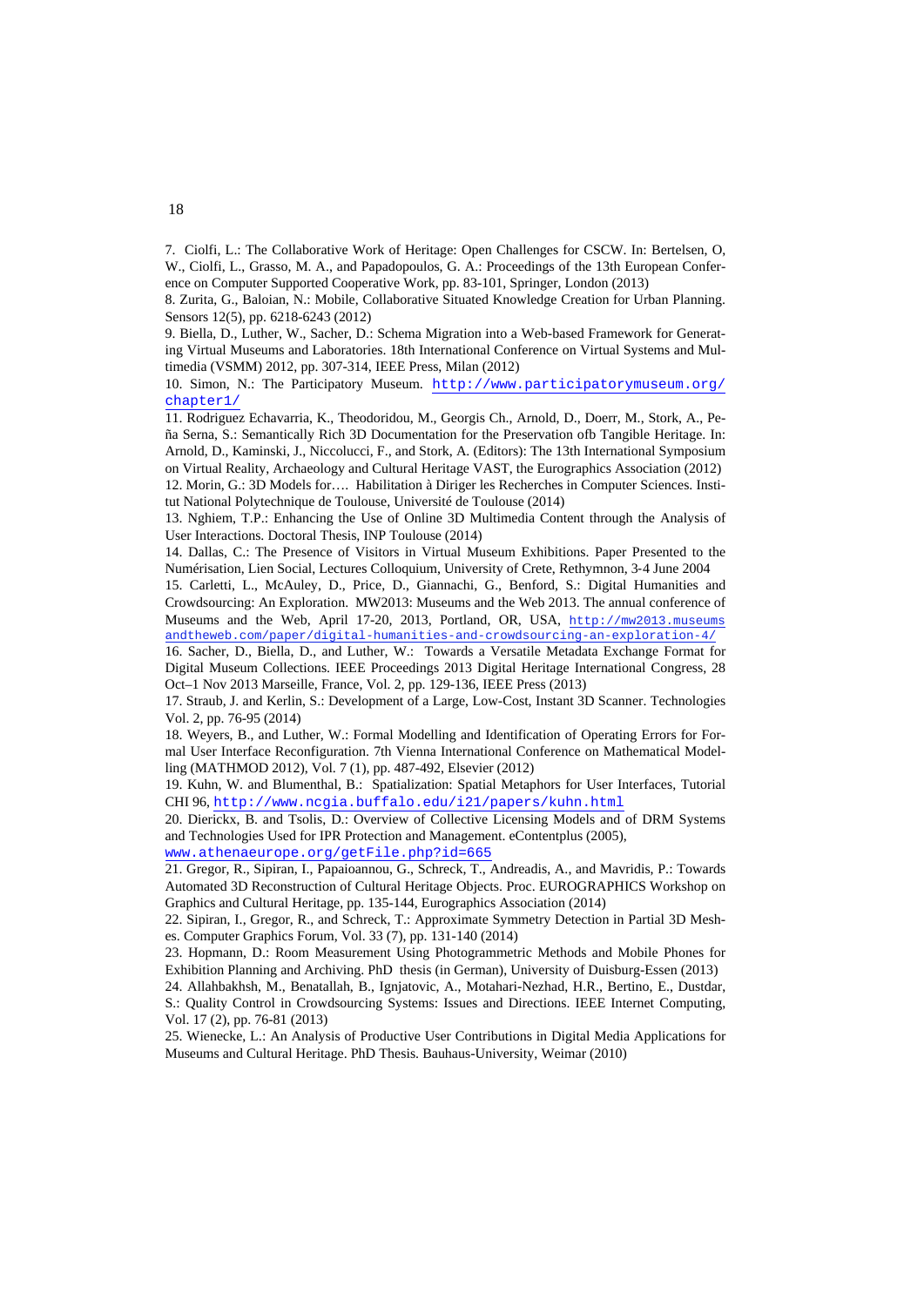7. Ciolfi, L.: The Collaborative Work of Heritage: Open Challenges for CSCW. In: Bertelsen, O, W., Ciolfi, L., Grasso, M. A., and Papadopoulos, G. A.: Proceedings of the 13th European Conference on Computer Supported Cooperative Work, pp. 83-101, Springer, London (2013)

8. Zurita, G., Baloian, N.: Mobile, Collaborative Situated Knowledge Creation for Urban Planning. Sensors 12(5), pp. 6218-6243 (2012)

9. Biella, D., Luther, W., Sacher, D.: Schema Migration into a Web-based Framework for Generating Virtual Museums and Laboratories. 18th International Conference on Virtual Systems and Multimedia (VSMM) 2012, pp. 307-314, IEEE Press, Milan (2012)

10. Simon, N.: The Participatory Museum. http://www.participatorymuseum.org/chapter1/

11. Rodriguez Echavarria, K., Theodoridou, M., Georgis Ch., Arnold, D., Doerr, M., Stork, A., Peña Serna, S.: Semantically Rich 3D Documentation for the Preservation ofb Tangible Heritage. In: Arnold, D., Kaminski, J., Niccolucci, F., and Stork, A. (Editors): The 13th International Symposium on Virtual Reality, Archaeology and Cultural Heritage VAST, the Eurographics Association (2012)

12. Morin, G.: 3D Models for…. Habilitation à Diriger les Recherches in Computer Sciences. Institut National Polytechnique de Toulouse, Université de Toulouse (2014)

13. Nghiem, T.P.: Enhancing the Use of Online 3D Multimedia Content through the Analysis of User Interactions. Doctoral Thesis, INP Toulouse (2014)

14. Dallas, C.: The Presence of Visitors in Virtual Museum Exhibitions. Paper Presented to the Numérisation, Lien Social, Lectures Colloquium, University of Crete, Rethymnon, 3-4 June 2004

15. Carletti, L., McAuley, D., Price, D., Giannachi, G., Benford, S.: Digital Humanities and Crowdsourcing: An Exploration. MW2013: Museums and the Web 2013. The annual conference of Museums and the Web, April 17-20, 2013, Portland, OR, USA, http://mw2013.museumsandtheweb.com/paper/digital-humanities-and-crowdsourcing-an-exploration-4/

16. Sacher, D., Biella, D., and Luther, W.: Towards a Versatile Metadata Exchange Format for Digital Museum Collections. IEEE Proceedings 2013 Digital Heritage International Congress, 28 Oct–1 Nov 2013 Marseille, France, Vol. 2, pp. 129-136, IEEE Press (2013)

17. Straub, J. and Kerlin, S.: Development of a Large, Low-Cost, Instant 3D Scanner. Technologies Vol. 2, pp. 76-95 (2014)

18. Weyers, B., and Luther, W.: Formal Modelling and Identification of Operating Errors for Formal User Interface Reconfiguration. 7th Vienna International Conference on Mathematical Modelling (MATHMOD 2012), Vol. 7 (1), pp. 487-492, Elsevier (2012)

19. Kuhn, W. and Blumenthal, B.: Spatialization: Spatial Metaphors for User Interfaces, Tutorial CHI 96, http://www.ncgia.buffalo.edu/i21/papers/kuhn.html

20. Dierickx, B. and Tsolis, D.: Overview of Collective Licensing Models and of DRM Systems and Technologies Used for IPR Protection and Management. eContentplus (2005), www.athenaeurope.org/getFile.php?id=665

21. Gregor, R., Sipiran, I., Papaioannou, G., Schreck, T., Andreadis, A., and Mavridis, P.: Towards Automated 3D Reconstruction of Cultural Heritage Objects. Proc. EUROGRAPHICS Workshop on Graphics and Cultural Heritage, pp. 135-144, Eurographics Association (2014)

22. Sipiran, I., Gregor, R., and Schreck, T.: Approximate Symmetry Detection in Partial 3D Meshes. Computer Graphics Forum, Vol. 33 (7), pp. 131-140 (2014)

23. Hopmann, D.: Room Measurement Using Photogrammetric Methods and Mobile Phones for Exhibition Planning and Archiving. PhD thesis (in German), University of Duisburg-Essen (2013)

24. Allahbakhsh, M., Benatallah, B., Ignjatovic, A., Motahari-Nezhad, H.R., Bertino, E., Dustdar, S.: Quality Control in Crowdsourcing Systems: Issues and Directions. IEEE Internet Computing, Vol. 17 (2), pp. 76-81 (2013)

25. Wienecke, L.: An Analysis of Productive User Contributions in Digital Media Applications for Museums and Cultural Heritage. PhD Thesis. Bauhaus-University, Weimar (2010)